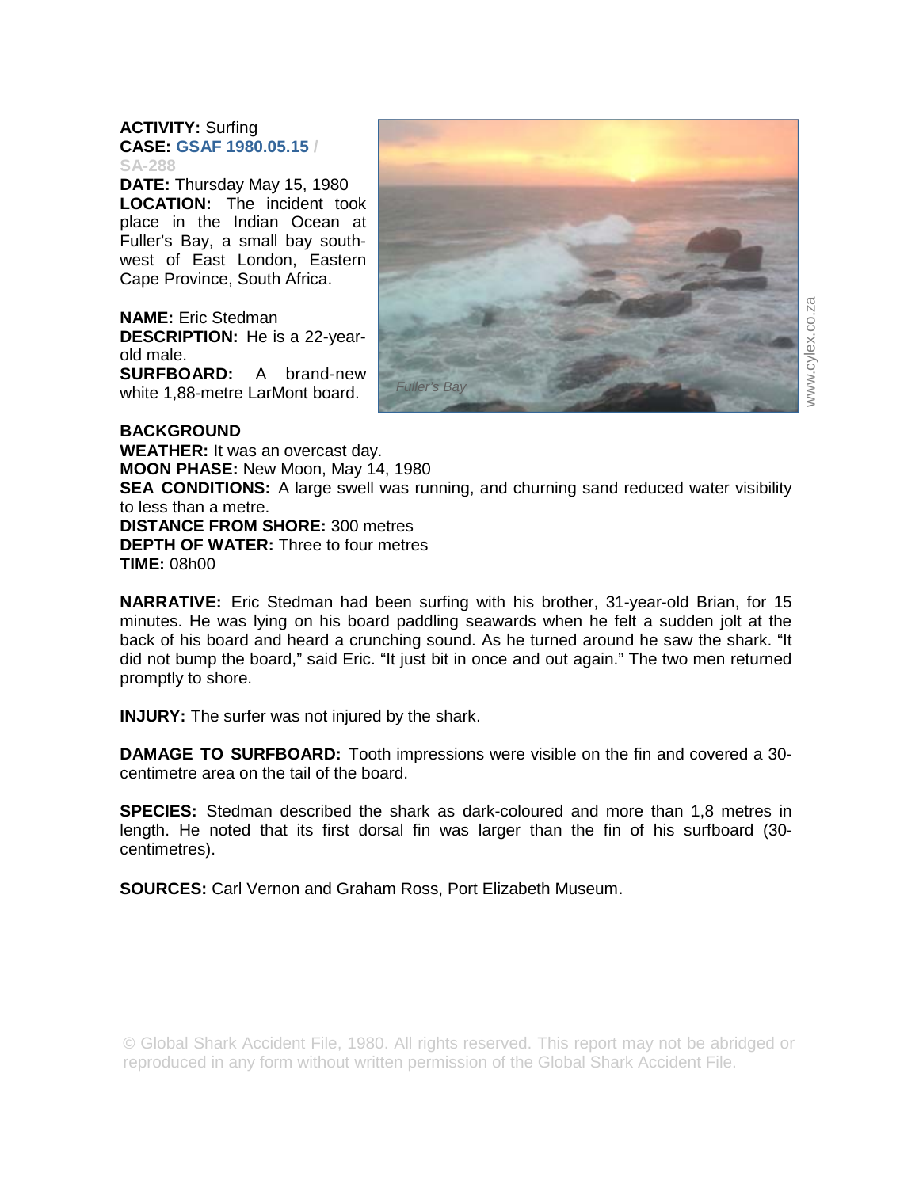**ACTIVITY:** Surfing
**CASE:** **GSAF 1980.05.15 / SA-288**
**DATE:** Thursday May 15, 1980
**LOCATION:** The incident took place in the Indian Ocean at Fuller's Bay, a small bay south-west of East London, Eastern Cape Province, South Africa.

**NAME:** Eric Stedman
**DESCRIPTION:** He is a 22-year-old male.
**SURFBOARD:** A brand-new white 1,88-metre LarMont board.

*Fuller's Bay*

**BACKGROUND**
**WEATHER:** It was an overcast day.
**MOON PHASE:** New Moon, May 14, 1980
**SEA CONDITIONS:** A large swell was running, and churning sand reduced water visibility to less than a metre.
**DISTANCE FROM SHORE:** 300 metres
**DEPTH OF WATER:** Three to four metres
**TIME:** 08h00

**NARRATIVE:** Eric Stedman had been surfing with his brother, 31-year-old Brian, for 15 minutes. He was lying on his board paddling seawards when he felt a sudden jolt at the back of his board and heard a crunching sound. As he turned around he saw the shark. "It did not bump the board," said Eric. "It just bit in once and out again." The two men returned promptly to shore.

**INJURY:** The surfer was not injured by the shark.

**DAMAGE TO SURFBOARD:** Tooth impressions were visible on the fin and covered a 30-centimetre area on the tail of the board.

**SPECIES:** Stedman described the shark as dark-coloured and more than 1,8 metres in length. He noted that its first dorsal fin was larger than the fin of his surfboard (30-centimetres).

**SOURCES:** Carl Vernon and Graham Ross, Port Elizabeth Museum.

© Global Shark Accident File, 1980. All rights reserved. This report may not be abridged or reproduced in any form without written permission of the Global Shark Accident File.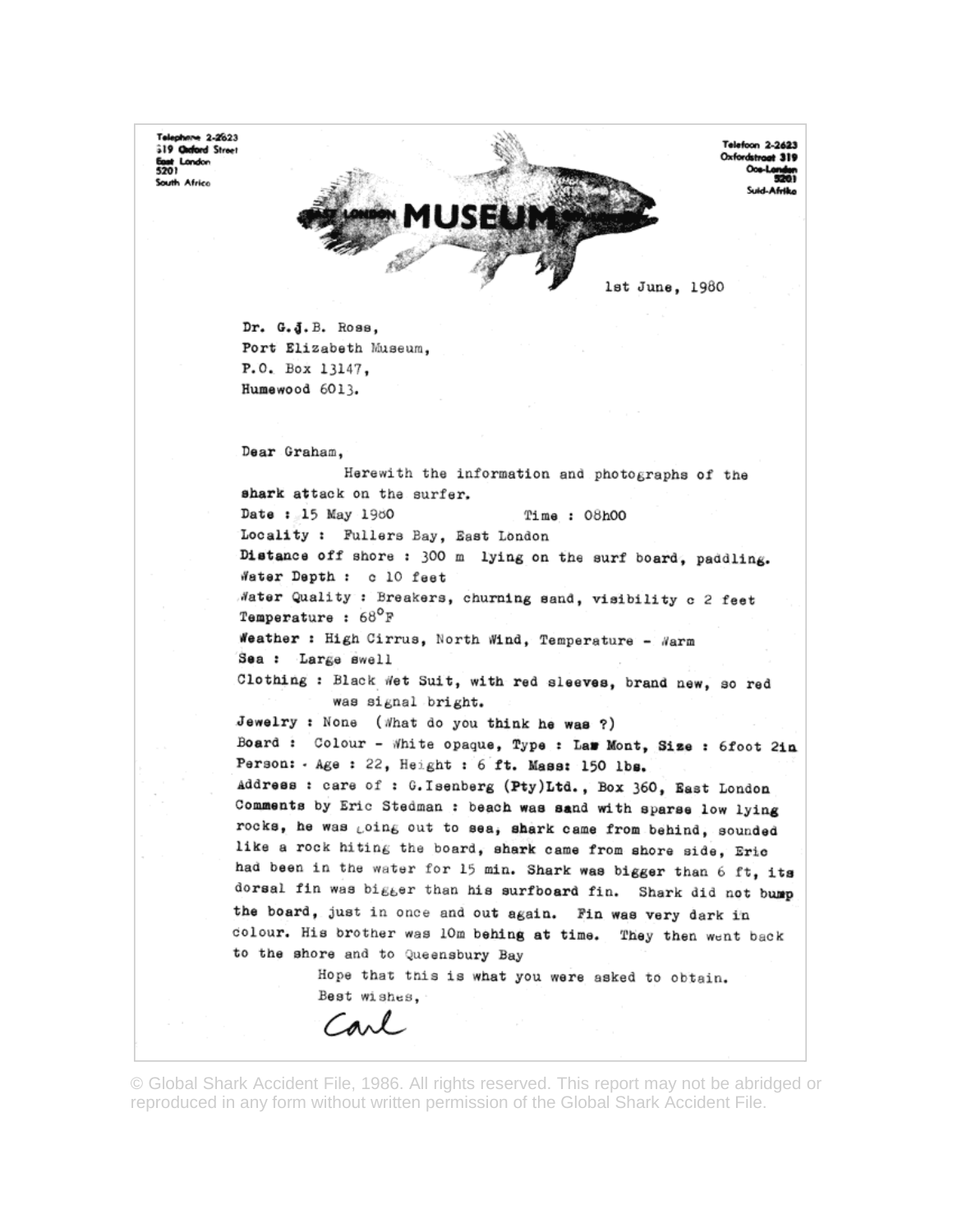Telephone 2-2623
319 Oxford Street
East London
5201
South Africa

EAST LONDON MUSEUM

Telefoon 2-2623
Oxfordstraat 319
Oos-Londen
5201
Suid-Afrika

1st June, 1980

Dr. G.J.B. Ross,
Port Elizabeth Museum,
P.O. Box 13147,
Humewood 6013.

Dear Graham,

Herewith the information and photographs of the shark attack on the surfer.

Date : 15 May 1980 Time : 08h00
Locality : Fullers Bay, East London
Distance off shore : 300 m lying on the surf board, paddling.
Water Depth : c 10 feet
Water Quality : Breakers, churning sand, visibility c 2 feet
Temperature : 68$^{o}$F
Weather : High Cirrus, North Wind, Temperature - Warm
Sea : Large swell
Clothing : Black Wet Suit, with red sleeves, brand new, so red was signal bright.
Jewelry : None (What do you think he was ?)
Board : Colour - White opaque, Type : Law Mont, Size : 6foot 2in
Person: Age : 22, Height : 6 ft. Mass: 150 lbs.
Address : care of : G.Isenberg (Pty)Ltd., Box 360, East London
Comments by Eric Stedman : beach was sand with sparse low lying rocks, he was going out to sea, shark came from behind, sounded like a rock hiting the board, shark came from shore side, Eric had been in the water for 15 min. Shark was bigger than 6 ft, its dorsal fin was bigger than his surfboard fin. Shark did not bump the board, just in once and out again. Fin was very dark in colour. His brother was 10m behing at time. They then went back to the shore and to Queensbury Bay

Hope that this is what you were asked to obtain.
Best wishes,

Carl

© Global Shark Accident File, 1986. All rights reserved. This report may not be abridged or reproduced in any form without written permission of the Global Shark Accident File.